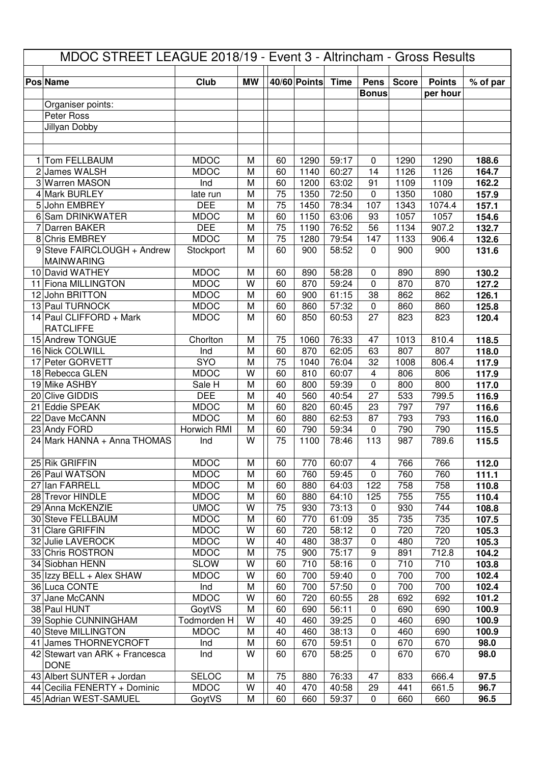# MDOC STREET LEAGUE 2018/19 - Event 3 - Altrincham - Gross Results

| Pos | Name | Club | MW | 40/60 | Points | Time | Pens | Score | Points | % of par |
|---|---|---|---|---|---|---|---|---|---|---|
| | | | | | | | Bonus | | per hour | |
| | Organiser points: | | | | | | | | | |
| | Peter Ross | | | | | | | | | |
| | Jillyan Dobby | | | | | | | | | |
| 1 | Tom FELLBAUM | MDOC | M | 60 | 1290 | 59:17 | 0 | 1290 | 1290 | **188.6** |
| 2 | James WALSH | MDOC | M | 60 | 1140 | 60:27 | 14 | 1126 | 1126 | **164.7** |
| 3 | Warren MASON | Ind | M | 60 | 1200 | 63:02 | 91 | 1109 | 1109 | **162.2** |
| 4 | Mark BURLEY | late run | M | 75 | 1350 | 72:50 | 0 | 1350 | 1080 | **157.9** |
| 5 | John EMBREY | DEE | M | 75 | 1450 | 78:34 | 107 | 1343 | 1074.4 | **157.1** |
| 6 | Sam DRINKWATER | MDOC | M | 60 | 1150 | 63:06 | 93 | 1057 | 1057 | **154.6** |
| 7 | Darren BAKER | DEE | M | 75 | 1190 | 76:52 | 56 | 1134 | 907.2 | **132.7** |
| 8 | Chris EMBREY | MDOC | M | 75 | 1280 | 79:54 | 147 | 1133 | 906.4 | **132.6** |
| 9 | Steve FAIRCLOUGH + Andrew MAINWARING | Stockport | M | 60 | 900 | 58:52 | 0 | 900 | 900 | **131.6** |
| 10 | David WATHEY | MDOC | M | 60 | 890 | 58:28 | 0 | 890 | 890 | **130.2** |
| 11 | Fiona MILLINGTON | MDOC | W | 60 | 870 | 59:24 | 0 | 870 | 870 | **127.2** |
| 12 | John BRITTON | MDOC | M | 60 | 900 | 61:15 | 38 | 862 | 862 | **126.1** |
| 13 | Paul TURNOCK | MDOC | M | 60 | 860 | 57:32 | 0 | 860 | 860 | **125.8** |
| 14 | Paul CLIFFORD + Mark RATCLIFFE | MDOC | M | 60 | 850 | 60:53 | 27 | 823 | 823 | **120.4** |
| 15 | Andrew TONGUE | Chorlton | M | 75 | 1060 | 76:33 | 47 | 1013 | 810.4 | **118.5** |
| 16 | Nick COLWILL | Ind | M | 60 | 870 | 62:05 | 63 | 807 | 807 | **118.0** |
| 17 | Peter GORVETT | SYO | M | 75 | 1040 | 76:04 | 32 | 1008 | 806.4 | **117.9** |
| 18 | Rebecca GLEN | MDOC | W | 60 | 810 | 60:07 | 4 | 806 | 806 | **117.9** |
| 19 | Mike ASHBY | Sale H | M | 60 | 800 | 59:39 | 0 | 800 | 800 | **117.0** |
| 20 | Clive GIDDIS | DEE | M | 40 | 560 | 40:54 | 27 | 533 | 799.5 | **116.9** |
| 21 | Eddie SPEAK | MDOC | M | 60 | 820 | 60:45 | 23 | 797 | 797 | **116.6** |
| 22 | Dave McCANN | MDOC | M | 60 | 880 | 62:53 | 87 | 793 | 793 | **116.0** |
| 23 | Andy FORD | Horwich RMI | M | 60 | 790 | 59:34 | 0 | 790 | 790 | **115.5** |
| 24 | Mark HANNA + Anna THOMAS | Ind | W | 75 | 1100 | 78:46 | 113 | 987 | 789.6 | **115.5** |
| 25 | Rik GRIFFIN | MDOC | M | 60 | 770 | 60:07 | 4 | 766 | 766 | **112.0** |
| 26 | Paul WATSON | MDOC | M | 60 | 760 | 59:45 | 0 | 760 | 760 | **111.1** |
| 27 | Ian FARRELL | MDOC | M | 60 | 880 | 64:03 | 122 | 758 | 758 | **110.8** |
| 28 | Trevor HINDLE | MDOC | M | 60 | 880 | 64:10 | 125 | 755 | 755 | **110.4** |
| 29 | Anna McKENZIE | UMOC | W | 75 | 930 | 73:13 | 0 | 930 | 744 | **108.8** |
| 30 | Steve FELLBAUM | MDOC | M | 60 | 770 | 61:09 | 35 | 735 | 735 | **107.5** |
| 31 | Clare GRIFFIN | MDOC | W | 60 | 720 | 58:12 | 0 | 720 | 720 | **105.3** |
| 32 | Julie LAVEROCK | MDOC | W | 40 | 480 | 38:37 | 0 | 480 | 720 | **105.3** |
| 33 | Chris ROSTRON | MDOC | M | 75 | 900 | 75:17 | 9 | 891 | 712.8 | **104.2** |
| 34 | Siobhan HENN | SLOW | W | 60 | 710 | 58:16 | 0 | 710 | 710 | **103.8** |
| 35 | Izzy BELL + Alex SHAW | MDOC | W | 60 | 700 | 59:40 | 0 | 700 | 700 | **102.4** |
| 36 | Luca CONTE | Ind | M | 60 | 700 | 57:50 | 0 | 700 | 700 | **102.4** |
| 37 | Jane McCANN | MDOC | W | 60 | 720 | 60:55 | 28 | 692 | 692 | **101.2** |
| 38 | Paul HUNT | GoytVS | M | 60 | 690 | 56:11 | 0 | 690 | 690 | **100.9** |
| 39 | Sophie CUNNINGHAM | Todmorden H | W | 40 | 460 | 39:25 | 0 | 460 | 690 | **100.9** |
| 40 | Steve MILLINGTON | MDOC | M | 40 | 460 | 38:13 | 0 | 460 | 690 | **100.9** |
| 41 | James THORNEYCROFT | Ind | M | 60 | 670 | 59:51 | 0 | 670 | 670 | **98.0** |
| 42 | Stewart van ARK + Francesca DONE | Ind | W | 60 | 670 | 58:25 | 0 | 670 | 670 | **98.0** |
| 43 | Albert SUNTER + Jordan | SELOC | M | 75 | 880 | 76:33 | 47 | 833 | 666.4 | **97.5** |
| 44 | Cecilia FENERTY + Dominic | MDOC | W | 40 | 470 | 40:58 | 29 | 441 | 661.5 | **96.7** |
| 45 | Adrian WEST-SAMUEL | GoytVS | M | 60 | 660 | 59:37 | 0 | 660 | 660 | **96.5** |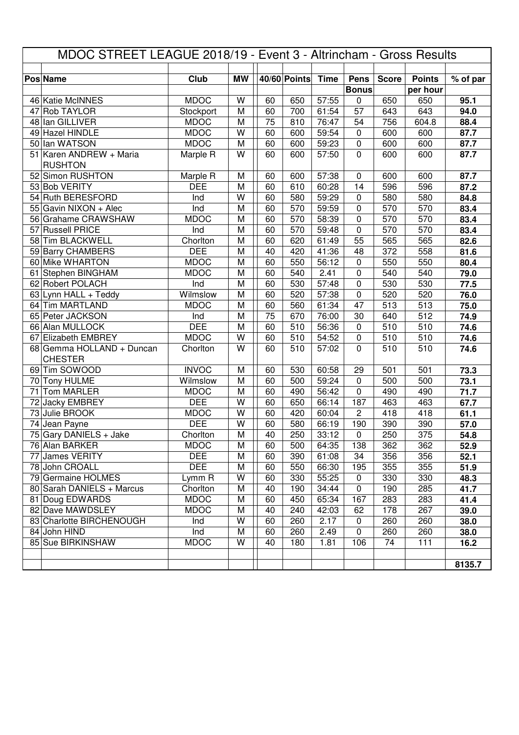# MDOC STREET LEAGUE 2018/19 - Event 3 - Altrincham - Gross Results

| Pos | Name | Club | MW | 40/60 | Points | Time | Pens Bonus | Score | Points per hour | % of par |
|---|---|---|---|---|---|---|---|---|---|---|
| 46 | Katie McINNES | MDOC | W | 60 | 650 | 57:55 | 0 | 650 | 650 | **95.1** |
| 47 | Rob TAYLOR | Stockport | M | 60 | 700 | 61:54 | 57 | 643 | 643 | **94.0** |
| 48 | Ian GILLIVER | MDOC | M | 75 | 810 | 76:47 | 54 | 756 | 604.8 | **88.4** |
| 49 | Hazel HINDLE | MDOC | W | 60 | 600 | 59:54 | 0 | 600 | 600 | **87.7** |
| 50 | Ian WATSON | MDOC | M | 60 | 600 | 59:23 | 0 | 600 | 600 | **87.7** |
| 51 | Karen ANDREW + Maria RUSHTON | Marple R | W | 60 | 600 | 57:50 | 0 | 600 | 600 | **87.7** |
| 52 | Simon RUSHTON | Marple R | M | 60 | 600 | 57:38 | 0 | 600 | 600 | **87.7** |
| 53 | Bob VERITY | DEE | M | 60 | 610 | 60:28 | 14 | 596 | 596 | **87.2** |
| 54 | Ruth BERESFORD | Ind | W | 60 | 580 | 59:29 | 0 | 580 | 580 | **84.8** |
| 55 | Gavin NIXON + Alec | Ind | M | 60 | 570 | 59:59 | 0 | 570 | 570 | **83.4** |
| 56 | Grahame CRAWSHAW | MDOC | M | 60 | 570 | 58:39 | 0 | 570 | 570 | **83.4** |
| 57 | Russell PRICE | Ind | M | 60 | 570 | 59:48 | 0 | 570 | 570 | **83.4** |
| 58 | Tim BLACKWELL | Chorlton | M | 60 | 620 | 61:49 | 55 | 565 | 565 | **82.6** |
| 59 | Barry CHAMBERS | DEE | M | 40 | 420 | 41:36 | 48 | 372 | 558 | **81.6** |
| 60 | Mike WHARTON | MDOC | M | 60 | 550 | 56:12 | 0 | 550 | 550 | **80.4** |
| 61 | Stephen BINGHAM | MDOC | M | 60 | 540 | 2.41 | 0 | 540 | 540 | **79.0** |
| 62 | Robert POLACH | Ind | M | 60 | 530 | 57:48 | 0 | 530 | 530 | **77.5** |
| 63 | Lynn HALL + Teddy | Wilmslow | M | 60 | 520 | 57:38 | 0 | 520 | 520 | **76.0** |
| 64 | Tim MARTLAND | MDOC | M | 60 | 560 | 61:34 | 47 | 513 | 513 | **75.0** |
| 65 | Peter JACKSON | Ind | M | 75 | 670 | 76:00 | 30 | 640 | 512 | **74.9** |
| 66 | Alan MULLOCK | DEE | M | 60 | 510 | 56:36 | 0 | 510 | 510 | **74.6** |
| 67 | Elizabeth EMBREY | MDOC | W | 60 | 510 | 54:52 | 0 | 510 | 510 | **74.6** |
| 68 | Gemma HOLLAND + Duncan CHESTER | Chorlton | W | 60 | 510 | 57:02 | 0 | 510 | 510 | **74.6** |
| 69 | Tim SOWOOD | INVOC | M | 60 | 530 | 60:58 | 29 | 501 | 501 | **73.3** |
| 70 | Tony HULME | Wilmslow | M | 60 | 500 | 59:24 | 0 | 500 | 500 | **73.1** |
| 71 | Tom MARLER | MDOC | M | 60 | 490 | 56:42 | 0 | 490 | 490 | **71.7** |
| 72 | Jacky EMBREY | DEE | W | 60 | 650 | 66:14 | 187 | 463 | 463 | **67.7** |
| 73 | Julie BROOK | MDOC | W | 60 | 420 | 60:04 | 2 | 418 | 418 | **61.1** |
| 74 | Jean Payne | DEE | W | 60 | 580 | 66:19 | 190 | 390 | 390 | **57.0** |
| 75 | Gary DANIELS + Jake | Chorlton | M | 40 | 250 | 33:12 | 0 | 250 | 375 | **54.8** |
| 76 | Alan BARKER | MDOC | M | 60 | 500 | 64:35 | 138 | 362 | 362 | **52.9** |
| 77 | James VERITY | DEE | M | 60 | 390 | 61:08 | 34 | 356 | 356 | **52.1** |
| 78 | John CROALL | DEE | M | 60 | 550 | 66:30 | 195 | 355 | 355 | **51.9** |
| 79 | Germaine HOLMES | Lymm R | W | 60 | 330 | 55:25 | 0 | 330 | 330 | **48.3** |
| 80 | Sarah DANIELS + Marcus | Chorlton | M | 40 | 190 | 34:44 | 0 | 190 | 285 | **41.7** |
| 81 | Doug EDWARDS | MDOC | M | 60 | 450 | 65:34 | 167 | 283 | 283 | **41.4** |
| 82 | Dave MAWDSLEY | MDOC | M | 40 | 240 | 42:03 | 62 | 178 | 267 | **39.0** |
| 83 | Charlotte BIRCHENOUGH | Ind | W | 60 | 260 | 2.17 | 0 | 260 | 260 | **38.0** |
| 84 | John HIND | Ind | M | 60 | 260 | 2.49 | 0 | 260 | 260 | **38.0** |
| 85 | Sue BIRKINSHAW | MDOC | W | 40 | 180 | 1.81 | 106 | 74 | 111 | **16.2** |
| | | | | | | | | | | |
| | | | | | | | | | | **8135.7** |